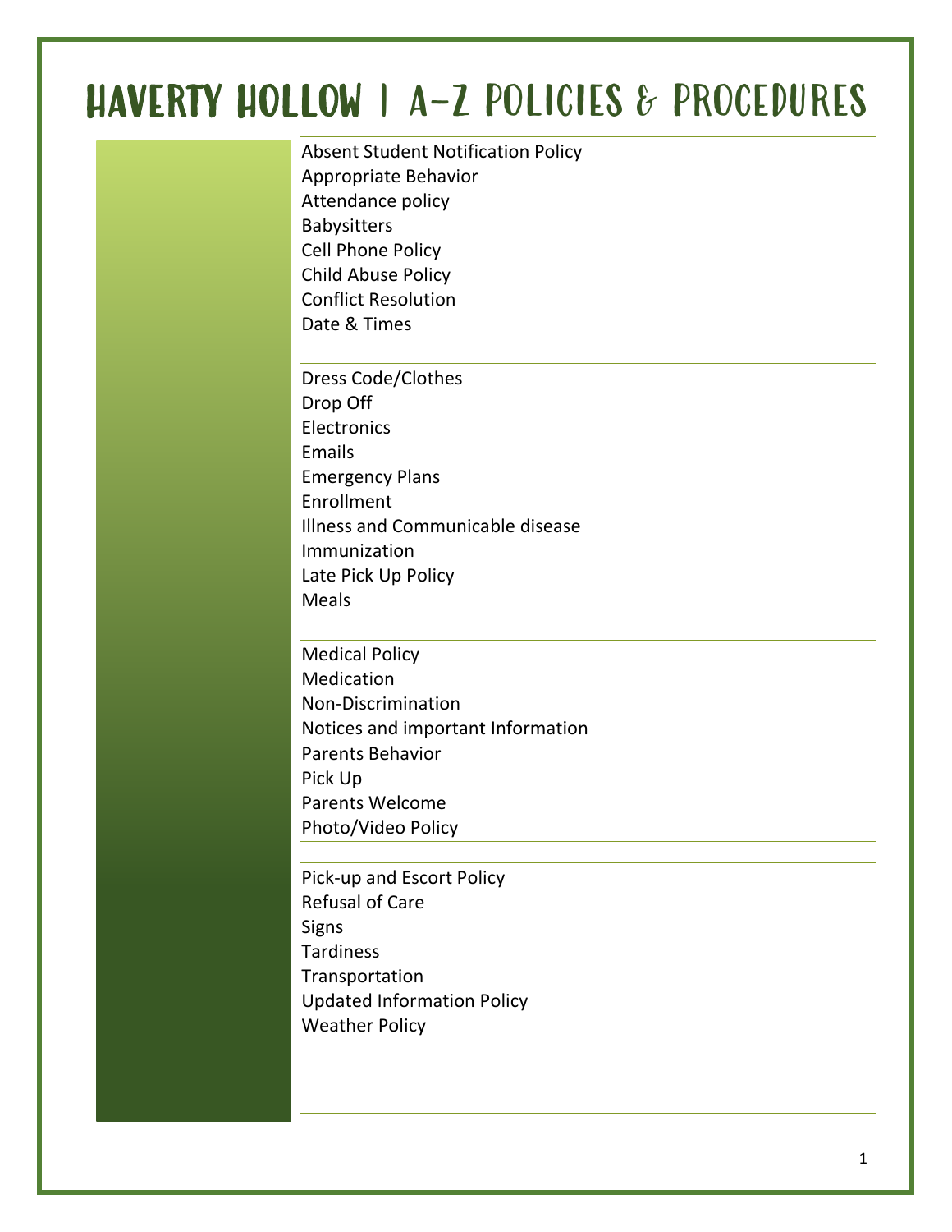# Haverty Hollow | A-Z Policies & Procedures

Absent Student Notification Policy
Appropriate Behavior
Attendance policy
Babysitters
Cell Phone Policy
Child Abuse Policy
Conflict Resolution
Date & Times

Dress Code/Clothes
Drop Off
Electronics
Emails
Emergency Plans
Enrollment
Illness and Communicable disease
Immunization
Late Pick Up Policy
Meals

Medical Policy
Medication
Non-Discrimination
Notices and important Information
Parents Behavior
Pick Up
Parents Welcome
Photo/Video Policy

Pick-up and Escort Policy
Refusal of Care
Signs
Tardiness
Transportation
Updated Information Policy
Weather Policy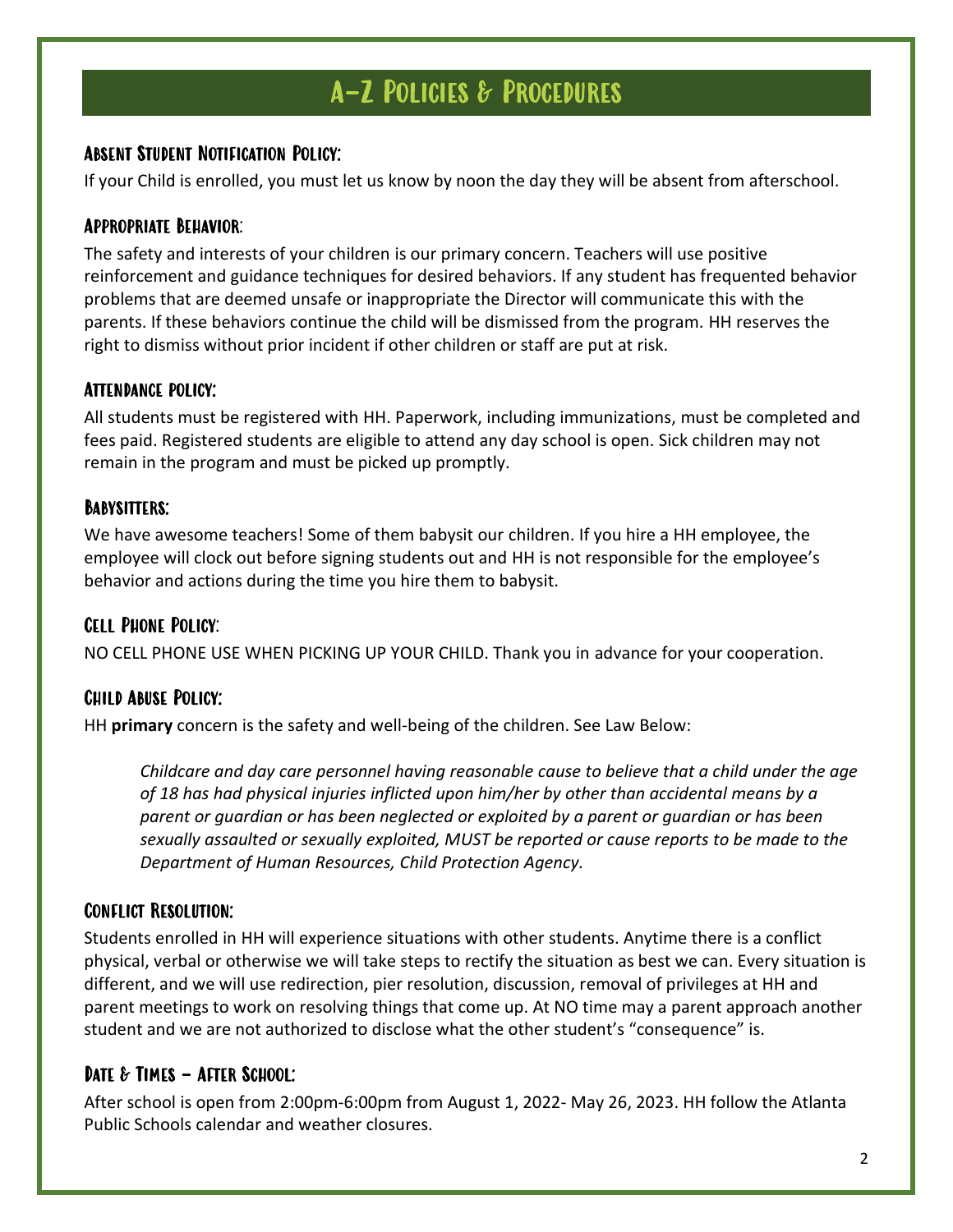# A-Z Policies & Procedures

## Absent Student Notification Policy:

If your Child is enrolled, you must let us know by noon the day they will be absent from afterschool.

## Appropriate Behavior:

The safety and interests of your children is our primary concern. Teachers will use positive reinforcement and guidance techniques for desired behaviors. If any student has frequented behavior problems that are deemed unsafe or inappropriate the Director will communicate this with the parents. If these behaviors continue the child will be dismissed from the program. HH reserves the right to dismiss without prior incident if other children or staff are put at risk.

## Attendance policy:

All students must be registered with HH. Paperwork, including immunizations, must be completed and fees paid. Registered students are eligible to attend any day school is open. Sick children may not remain in the program and must be picked up promptly.

## Babysitters:

We have awesome teachers! Some of them babysit our children. If you hire a HH employee, the employee will clock out before signing students out and HH is not responsible for the employee's behavior and actions during the time you hire them to babysit.

## Cell Phone Policy:

NO CELL PHONE USE WHEN PICKING UP YOUR CHILD. Thank you in advance for your cooperation.

## Child Abuse Policy:

HH **primary** concern is the safety and well-being of the children. See Law Below:

> *Childcare and day care personnel having reasonable cause to believe that a child under the age of 18 has had physical injuries inflicted upon him/her by other than accidental means by a parent or guardian or has been neglected or exploited by a parent or guardian or has been sexually assaulted or sexually exploited, MUST be reported or cause reports to be made to the Department of Human Resources, Child Protection Agency.*

## Conflict Resolution:

Students enrolled in HH will experience situations with other students. Anytime there is a conflict physical, verbal or otherwise we will take steps to rectify the situation as best we can. Every situation is different, and we will use redirection, pier resolution, discussion, removal of privileges at HH and parent meetings to work on resolving things that come up. At NO time may a parent approach another student and we are not authorized to disclose what the other student's "consequence" is.

## Date & Times – After School:

After school is open from 2:00pm-6:00pm from August 1, 2022- May 26, 2023. HH follow the Atlanta Public Schools calendar and weather closures.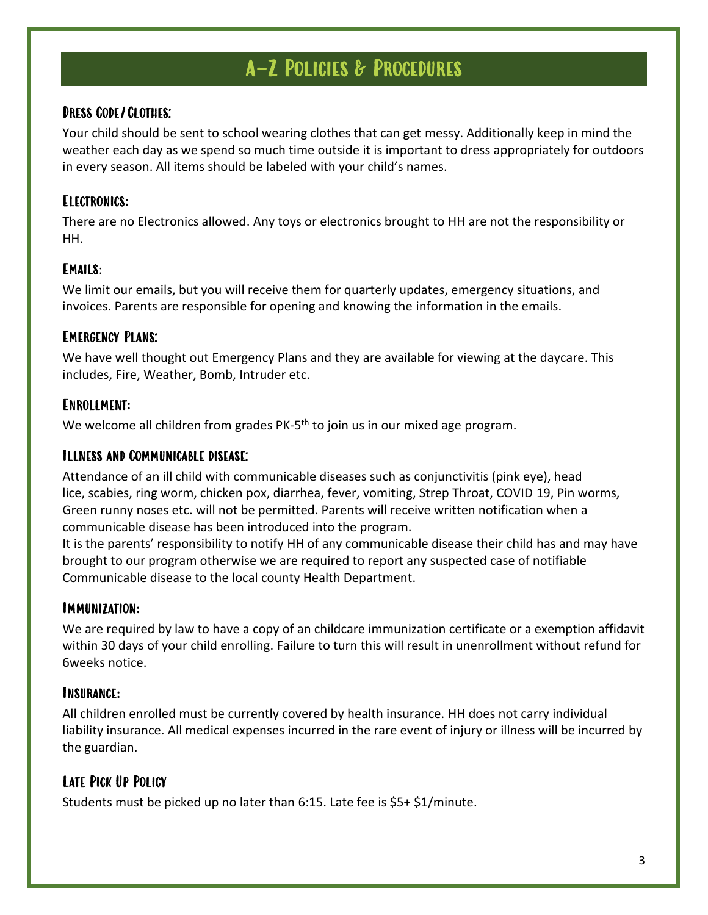# A-Z Policies & Procedures

### Dress Code/Clothes:

Your child should be sent to school wearing clothes that can get messy. Additionally keep in mind the weather each day as we spend so much time outside it is important to dress appropriately for outdoors in every season. All items should be labeled with your child's names.

### Electronics:

There are no Electronics allowed. Any toys or electronics brought to HH are not the responsibility or HH.

### Emails:

We limit our emails, but you will receive them for quarterly updates, emergency situations, and invoices. Parents are responsible for opening and knowing the information in the emails.

### Emergency Plans:

We have well thought out Emergency Plans and they are available for viewing at the daycare. This includes, Fire, Weather, Bomb, Intruder etc.

### Enrollment:

We welcome all children from grades PK-5th to join us in our mixed age program.

### Illness and Communicable disease:

Attendance of an ill child with communicable diseases such as conjunctivitis (pink eye), head lice, scabies, ring worm, chicken pox, diarrhea, fever, vomiting, Strep Throat, COVID 19, Pin worms, Green runny noses etc. will not be permitted. Parents will receive written notification when a communicable disease has been introduced into the program.

It is the parents' responsibility to notify HH of any communicable disease their child has and may have brought to our program otherwise we are required to report any suspected case of notifiable Communicable disease to the local county Health Department.

### Immunization:

We are required by law to have a copy of an childcare immunization certificate or a exemption affidavit within 30 days of your child enrolling. Failure to turn this will result in unenrollment without refund for 6weeks notice.

### Insurance:

All children enrolled must be currently covered by health insurance. HH does not carry individual liability insurance. All medical expenses incurred in the rare event of injury or illness will be incurred by the guardian.

### Late Pick Up Policy

Students must be picked up no later than 6:15. Late fee is $5+ $1/minute.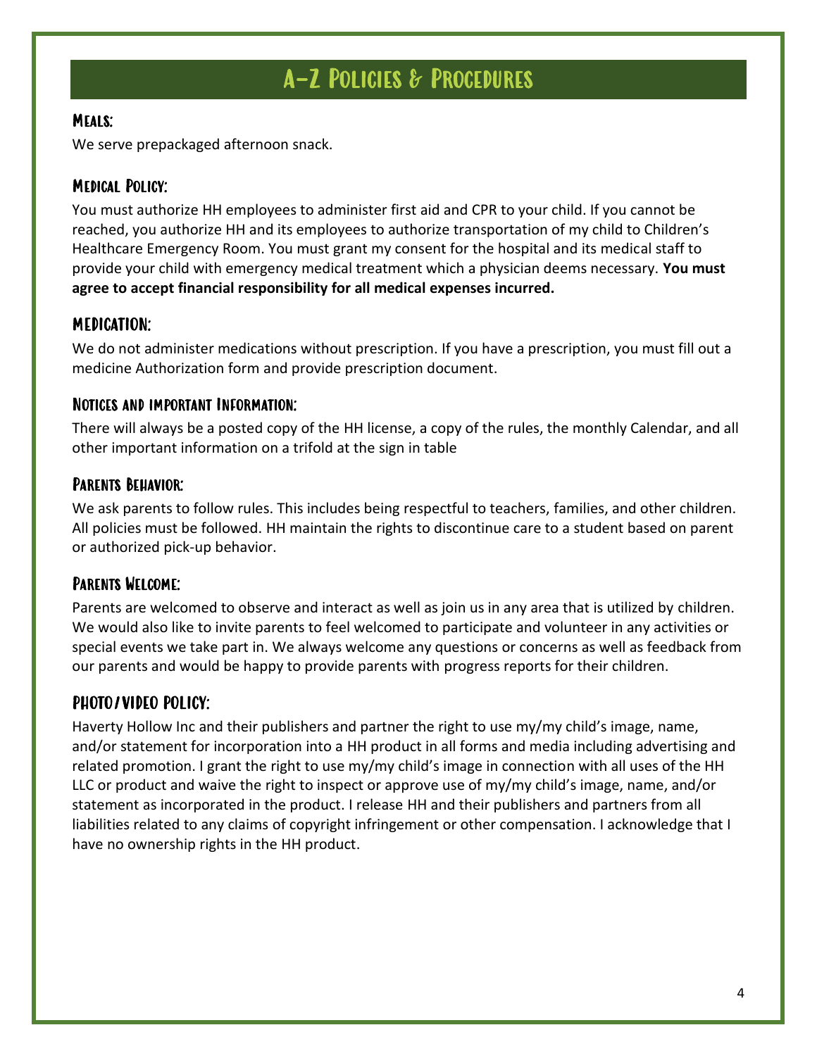# A-Z Policies & Procedures

### Meals:

We serve prepackaged afternoon snack.

### Medical Policy:

You must authorize HH employees to administer first aid and CPR to your child. If you cannot be reached, you authorize HH and its employees to authorize transportation of my child to Children's Healthcare Emergency Room. You must grant my consent for the hospital and its medical staff to provide your child with emergency medical treatment which a physician deems necessary. **You must agree to accept financial responsibility for all medical expenses incurred.**

### MEDICATION:

We do not administer medications without prescription. If you have a prescription, you must fill out a medicine Authorization form and provide prescription document.

### Notices and important Information:

There will always be a posted copy of the HH license, a copy of the rules, the monthly Calendar, and all other important information on a trifold at the sign in table

### Parents Behavior:

We ask parents to follow rules. This includes being respectful to teachers, families, and other children. All policies must be followed. HH maintain the rights to discontinue care to a student based on parent or authorized pick-up behavior.

### Parents Welcome:

Parents are welcomed to observe and interact as well as join us in any area that is utilized by children. We would also like to invite parents to feel welcomed to participate and volunteer in any activities or special events we take part in. We always welcome any questions or concerns as well as feedback from our parents and would be happy to provide parents with progress reports for their children.

### PHOTO/VIDEO POLICY:

Haverty Hollow Inc and their publishers and partner the right to use my/my child's image, name, and/or statement for incorporation into a HH product in all forms and media including advertising and related promotion. I grant the right to use my/my child's image in connection with all uses of the HH LLC or product and waive the right to inspect or approve use of my/my child's image, name, and/or statement as incorporated in the product. I release HH and their publishers and partners from all liabilities related to any claims of copyright infringement or other compensation. I acknowledge that I have no ownership rights in the HH product.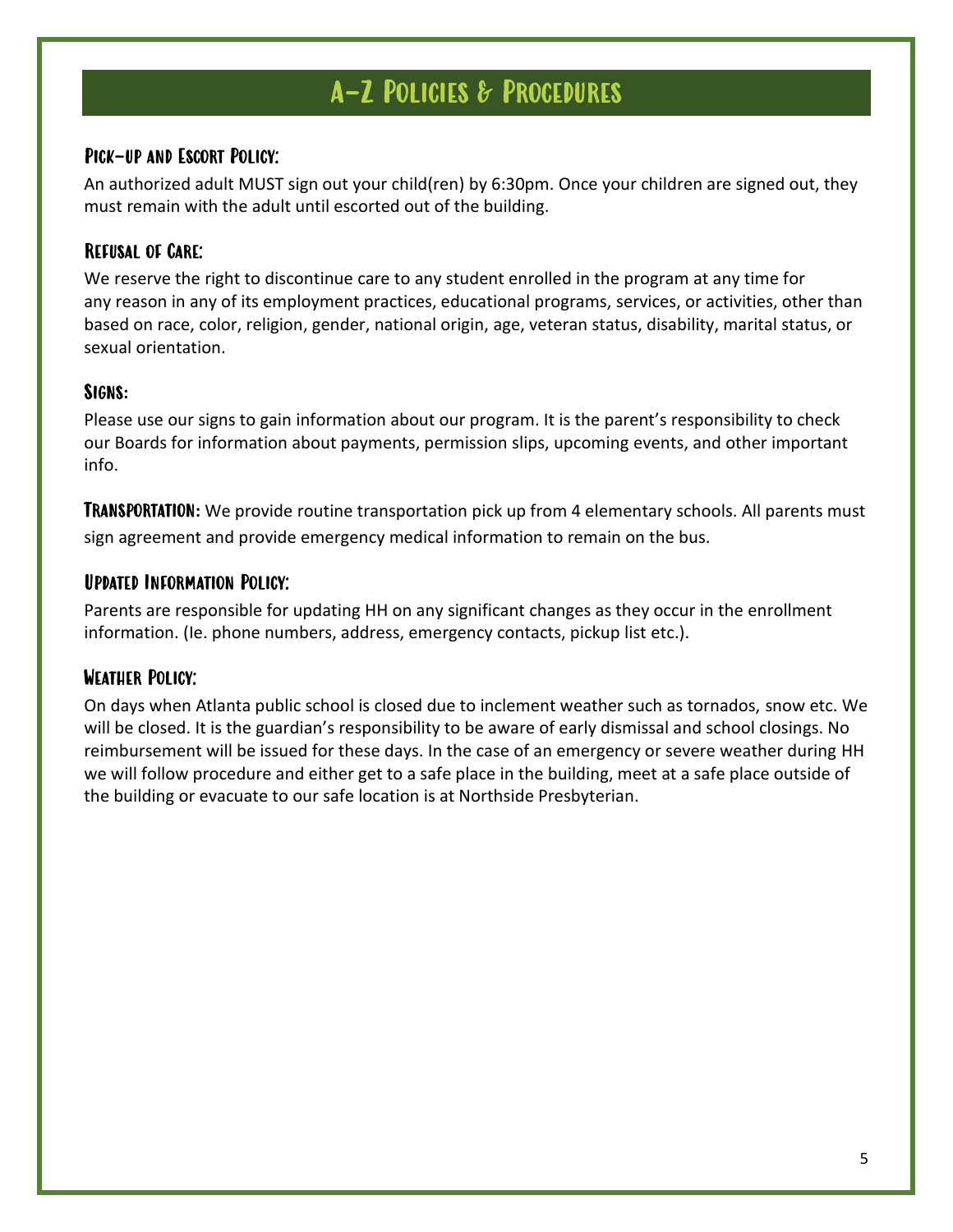# A-Z Policies & Procedures

### Pick-up and Escort Policy:

An authorized adult MUST sign out your child(ren) by 6:30pm. Once your children are signed out, they must remain with the adult until escorted out of the building.

### Refusal of Care:

We reserve the right to discontinue care to any student enrolled in the program at any time for any reason in any of its employment practices, educational programs, services, or activities, other than based on race, color, religion, gender, national origin, age, veteran status, disability, marital status, or sexual orientation.

### Signs:

Please use our signs to gain information about our program. It is the parent's responsibility to check our Boards for information about payments, permission slips, upcoming events, and other important info.

**Transportation:** We provide routine transportation pick up from 4 elementary schools. All parents must sign agreement and provide emergency medical information to remain on the bus.

### Updated Information Policy:

Parents are responsible for updating HH on any significant changes as they occur in the enrollment information. (Ie. phone numbers, address, emergency contacts, pickup list etc.).

### Weather Policy:

On days when Atlanta public school is closed due to inclement weather such as tornados, snow etc. We will be closed. It is the guardian's responsibility to be aware of early dismissal and school closings. No reimbursement will be issued for these days. In the case of an emergency or severe weather during HH we will follow procedure and either get to a safe place in the building, meet at a safe place outside of the building or evacuate to our safe location is at Northside Presbyterian.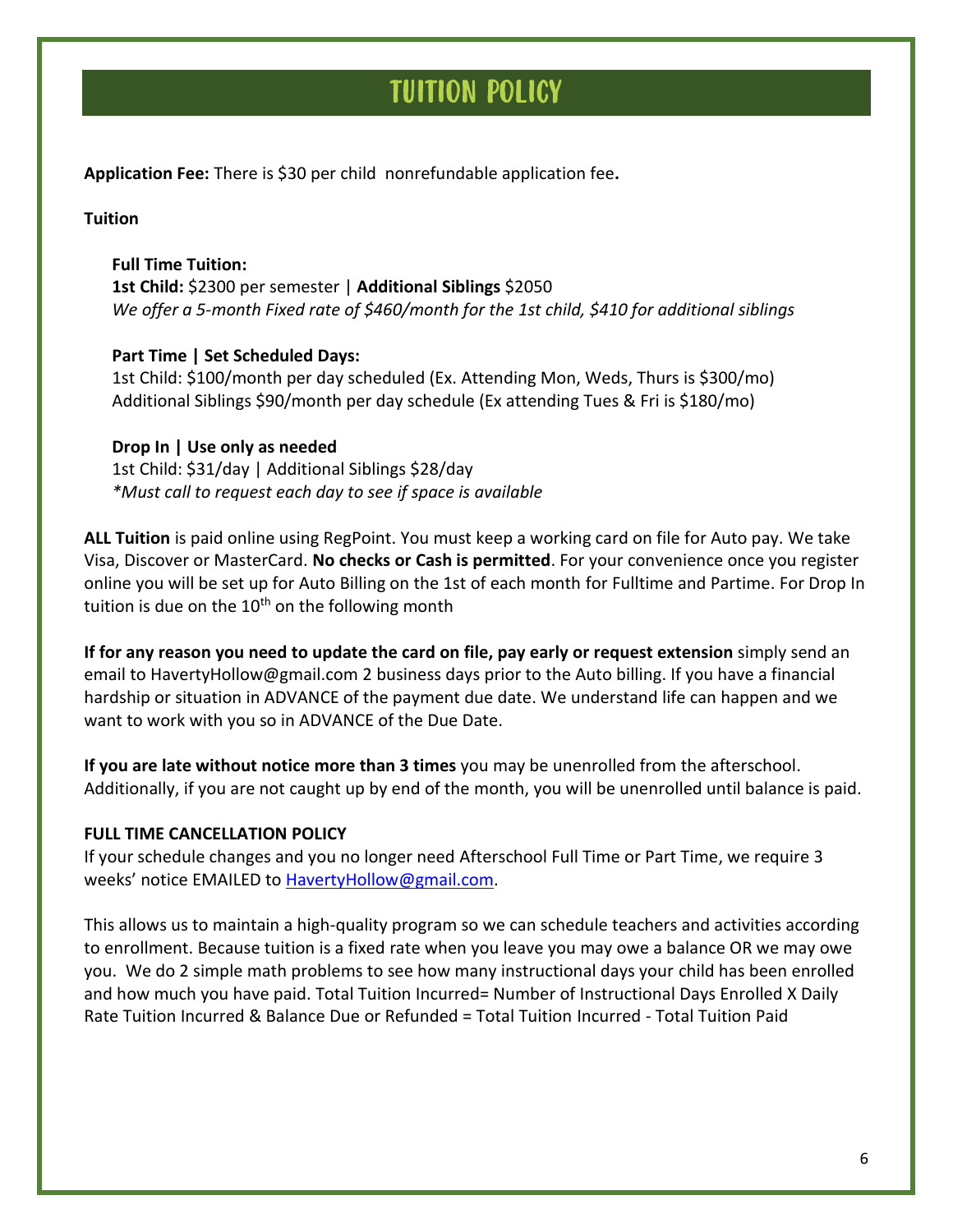# TUITION POLICY

**Application Fee:** There is $30 per child  nonrefundable application fee**.**

**Tuition**

**Full Time Tuition:**
**1st Child:** $2300 per semester | **Additional Siblings** $2050
*We offer a 5-month Fixed rate of $460/month for the 1st child, $410 for additional siblings*

**Part Time | Set Scheduled Days:**
1st Child: $100/month per day scheduled (Ex. Attending Mon, Weds, Thurs is $300/mo)
Additional Siblings $90/month per day schedule (Ex attending Tues & Fri is $180/mo)

**Drop In | Use only as needed**
1st Child: $31/day | Additional Siblings $28/day
*\*Must call to request each day to see if space is available*

**ALL Tuition** is paid online using RegPoint. You must keep a working card on file for Auto pay. We take Visa, Discover or MasterCard. **No checks or Cash is permitted**. For your convenience once you register online you will be set up for Auto Billing on the 1st of each month for Fulltime and Partime. For Drop In tuition is due on the 10th on the following month

**If for any reason you need to update the card on file, pay early or request extension** simply send an email to HavertyHollow@gmail.com 2 business days prior to the Auto billing. If you have a financial hardship or situation in ADVANCE of the payment due date. We understand life can happen and we want to work with you so in ADVANCE of the Due Date.

**If you are late without notice more than 3 times** you may be unenrolled from the afterschool. Additionally, if you are not caught up by end of the month, you will be unenrolled until balance is paid.

**FULL TIME CANCELLATION POLICY**
If your schedule changes and you no longer need Afterschool Full Time or Part Time, we require 3 weeks' notice EMAILED to HavertyHollow@gmail.com.

This allows us to maintain a high-quality program so we can schedule teachers and activities according to enrollment. Because tuition is a fixed rate when you leave you may owe a balance OR we may owe you.  We do 2 simple math problems to see how many instructional days your child has been enrolled and how much you have paid. Total Tuition Incurred= Number of Instructional Days Enrolled X Daily Rate Tuition Incurred & Balance Due or Refunded = Total Tuition Incurred - Total Tuition Paid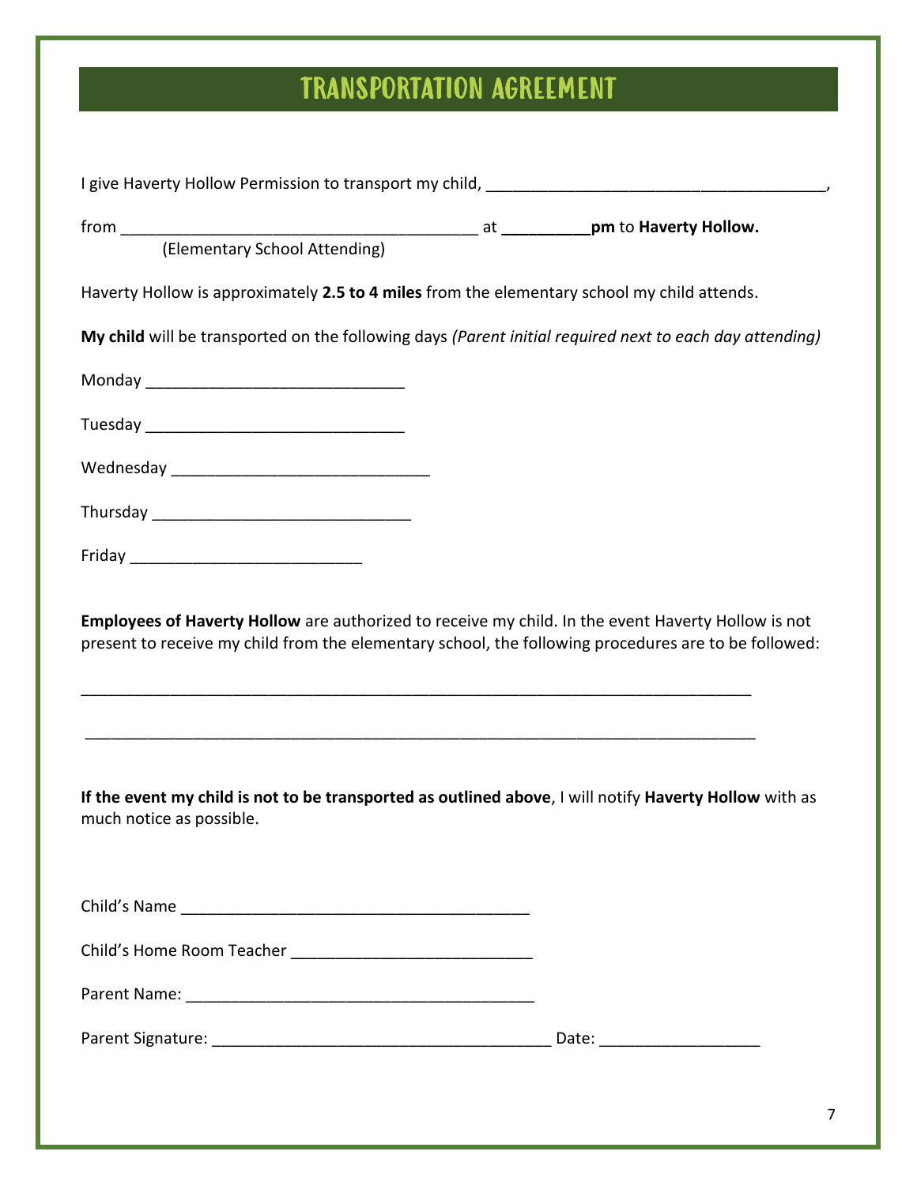# TRANSPORTATION AGREEMENT

I give Haverty Hollow Permission to transport my child, ______________________________________,

from ________________________________________ at **_________pm** to **Haverty Hollow.**
(Elementary School Attending)

Haverty Hollow is approximately **2.5 to 4 miles** from the elementary school my child attends.

**My child** will be transported on the following days *(Parent initial required next to each day attending)*

Monday ____________________________

Tuesday ____________________________

Wednesday ____________________________

Thursday ____________________________

Friday __________________________

**Employees of Haverty Hollow** are authorized to receive my child. In the event Haverty Hollow is not present to receive my child from the elementary school, the following procedures are to be followed:

____________________________________________________________________________

____________________________________________________________________________

**If the event my child is not to be transported as outlined above**, I will notify **Haverty Hollow** with as much notice as possible.

Child's Name ________________________________________

Child's Home Room Teacher ___________________________

Parent Name: _______________________________________

Parent Signature: ______________________________________ Date: _________________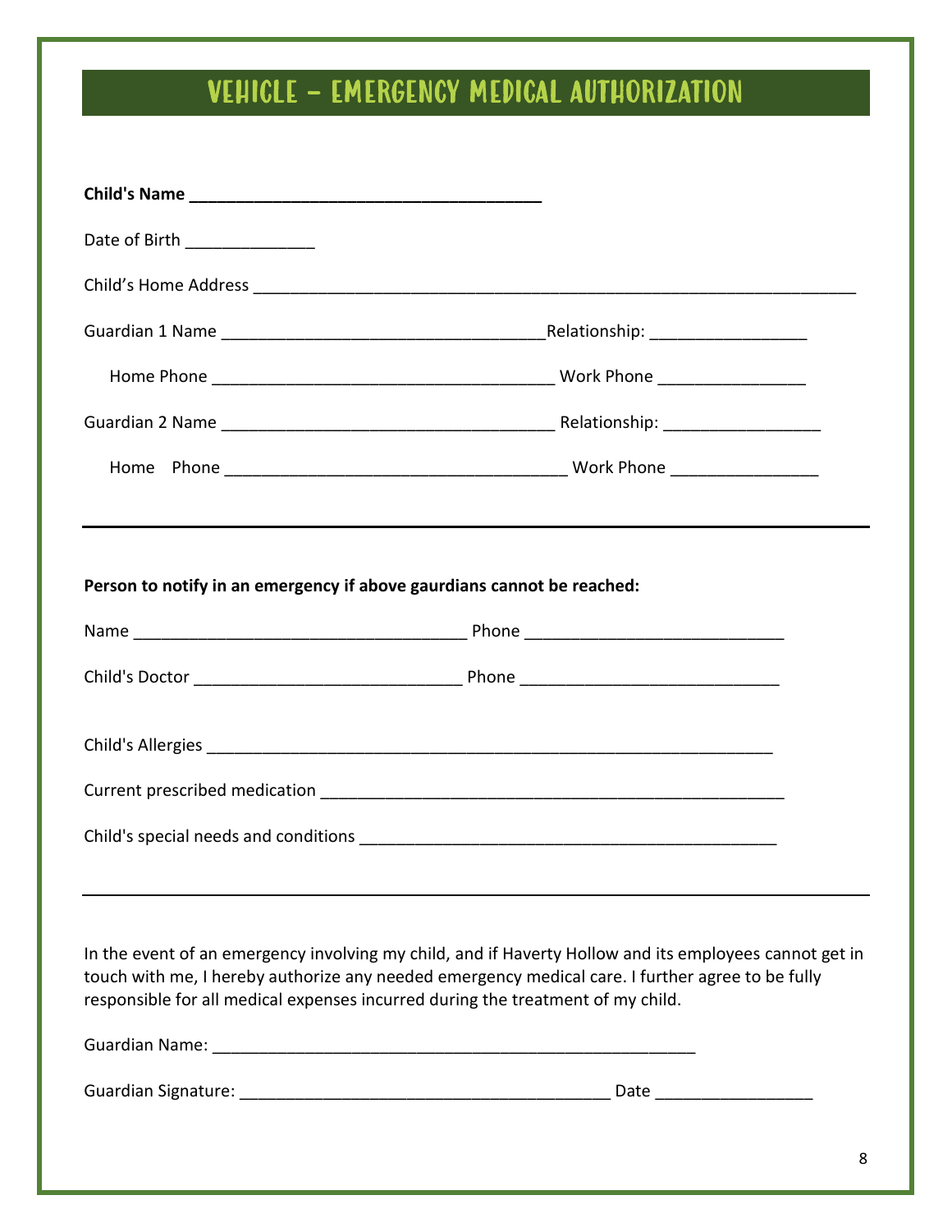# VEHICLE - EMERGENCY MEDICAL AUTHORIZATION

**Child's Name _______________________________________**

Date of Birth ______________

Child's Home Address _________________________________________________________________

Guardian 1 Name ___________________________________Relationship: _________________

Home Phone _____________________________________ Work Phone ________________

Guardian 2 Name ____________________________________ Relationship: _________________

Home Phone _____________________________________ Work Phone ________________

---

**Person to notify in an emergency if above gaurdians cannot be reached:**

Name ___________________________________ Phone ____________________________

Child's Doctor _____________________________ Phone ____________________________

Child's Allergies ______________________________________________________________

Current prescribed medication ___________________________________________________

Child's special needs and conditions _____________________________________________

---

In the event of an emergency involving my child, and if Haverty Hollow and its employees cannot get in touch with me, I hereby authorize any needed emergency medical care. I further agree to be fully responsible for all medical expenses incurred during the treatment of my child.

Guardian Name: ______________________________________________________

Guardian Signature: ________________________________________ Date _________________